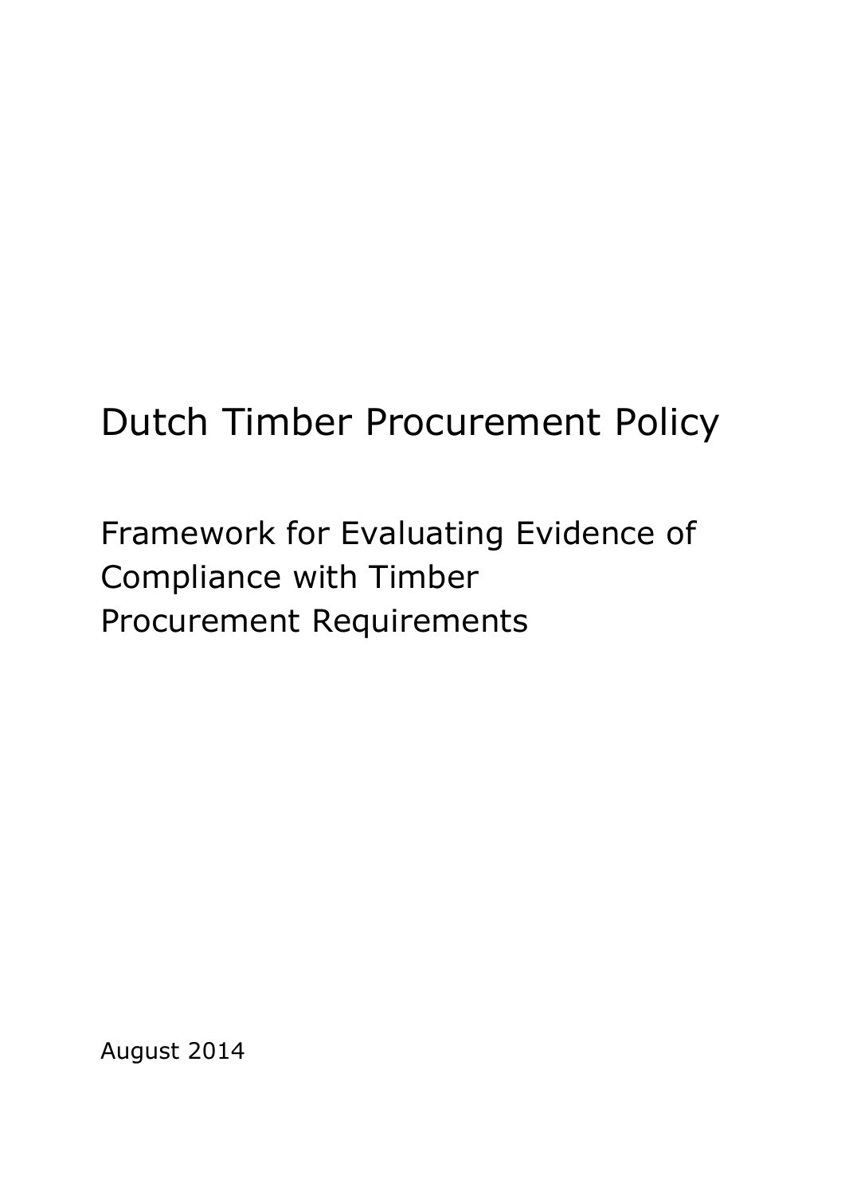# Dutch Timber Procurement Policy

## Framework for Evaluating Evidence of Compliance with Timber Procurement Requirements

August 2014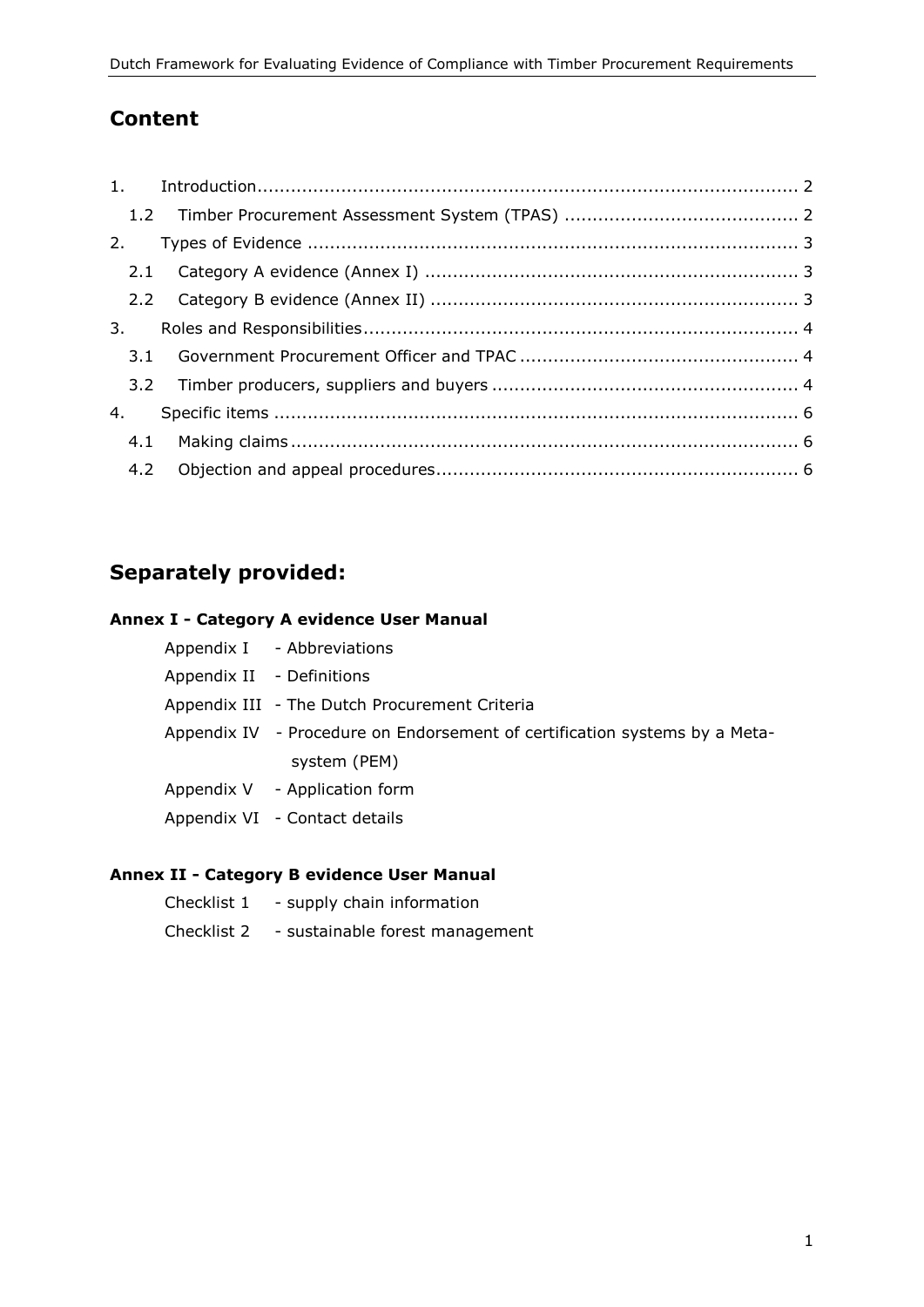## Content

| | | |
|---|---|---|
| 1. | Introduction | 2 |
| 1.2 | Timber Procurement Assessment System (TPAS) | 2 |
| 2. | Types of Evidence | 3 |
| 2.1 | Category A evidence (Annex I) | 3 |
| 2.2 | Category B evidence (Annex II) | 3 |
| 3. | Roles and Responsibilities | 4 |
| 3.1 | Government Procurement Officer and TPAC | 4 |
| 3.2 | Timber producers, suppliers and buyers | 4 |
| 4. | Specific items | 6 |
| 4.1 | Making claims | 6 |
| 4.2 | Objection and appeal procedures | 6 |

## Separately provided:

**Annex I - Category A evidence User Manual**

- Appendix I - Abbreviations
- Appendix II - Definitions
- Appendix III - The Dutch Procurement Criteria
- Appendix IV - Procedure on Endorsement of certification systems by a Meta-system (PEM)
- Appendix V - Application form
- Appendix VI - Contact details

**Annex II - Category B evidence User Manual**

- Checklist 1 - supply chain information
- Checklist 2 - sustainable forest management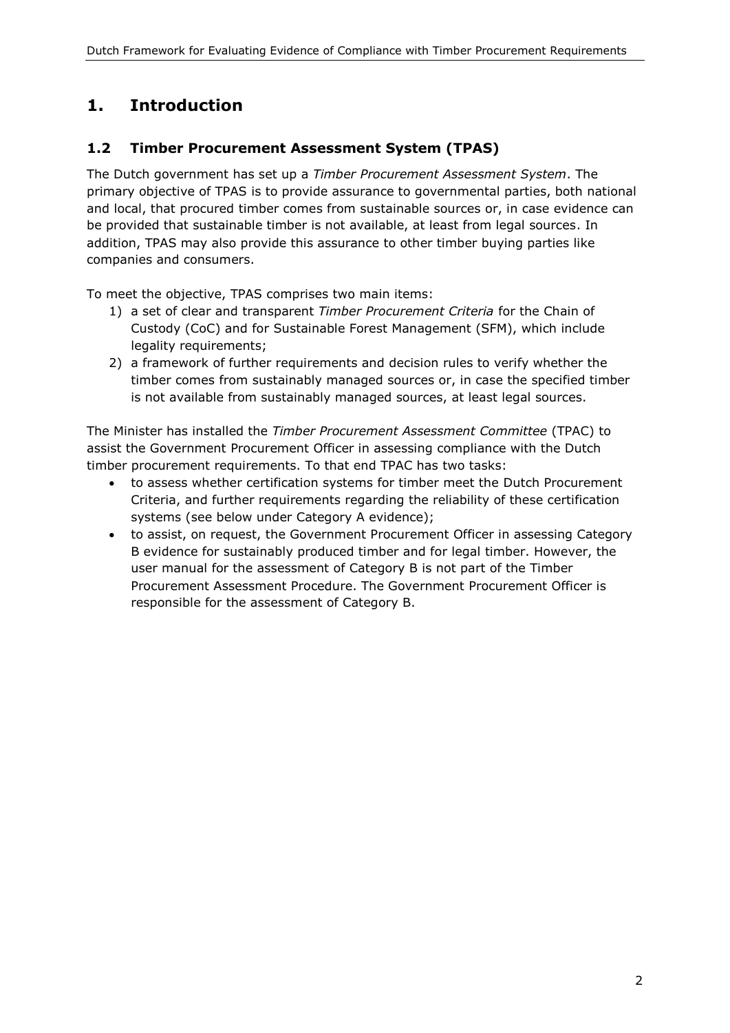# 1. Introduction

## 1.2 Timber Procurement Assessment System (TPAS)

The Dutch government has set up a *Timber Procurement Assessment System*. The primary objective of TPAS is to provide assurance to governmental parties, both national and local, that procured timber comes from sustainable sources or, in case evidence can be provided that sustainable timber is not available, at least from legal sources. In addition, TPAS may also provide this assurance to other timber buying parties like companies and consumers.

To meet the objective, TPAS comprises two main items:

1) a set of clear and transparent *Timber Procurement Criteria* for the Chain of Custody (CoC) and for Sustainable Forest Management (SFM), which include legality requirements;
2) a framework of further requirements and decision rules to verify whether the timber comes from sustainably managed sources or, in case the specified timber is not available from sustainably managed sources, at least legal sources.

The Minister has installed the *Timber Procurement Assessment Committee* (TPAC) to assist the Government Procurement Officer in assessing compliance with the Dutch timber procurement requirements. To that end TPAC has two tasks:

- to assess whether certification systems for timber meet the Dutch Procurement Criteria, and further requirements regarding the reliability of these certification systems (see below under Category A evidence);
- to assist, on request, the Government Procurement Officer in assessing Category B evidence for sustainably produced timber and for legal timber. However, the user manual for the assessment of Category B is not part of the Timber Procurement Assessment Procedure. The Government Procurement Officer is responsible for the assessment of Category B.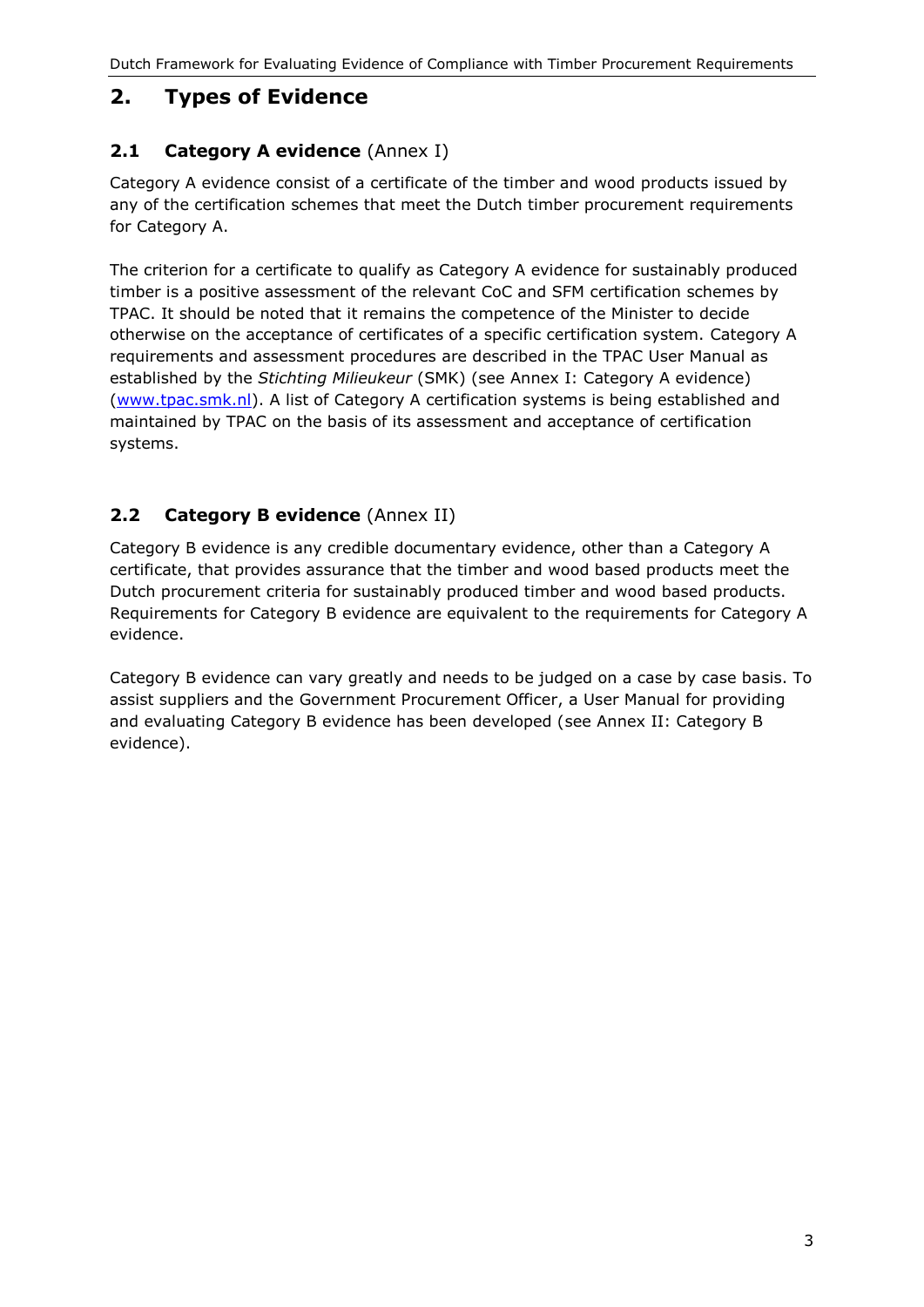# 2. Types of Evidence

## 2.1 Category A evidence (Annex I)

Category A evidence consist of a certificate of the timber and wood products issued by any of the certification schemes that meet the Dutch timber procurement requirements for Category A.

The criterion for a certificate to qualify as Category A evidence for sustainably produced timber is a positive assessment of the relevant CoC and SFM certification schemes by TPAC. It should be noted that it remains the competence of the Minister to decide otherwise on the acceptance of certificates of a specific certification system. Category A requirements and assessment procedures are described in the TPAC User Manual as established by the *Stichting Milieukeur* (SMK) (see Annex I: Category A evidence) (www.tpac.smk.nl). A list of Category A certification systems is being established and maintained by TPAC on the basis of its assessment and acceptance of certification systems.

## 2.2 Category B evidence (Annex II)

Category B evidence is any credible documentary evidence, other than a Category A certificate, that provides assurance that the timber and wood based products meet the Dutch procurement criteria for sustainably produced timber and wood based products. Requirements for Category B evidence are equivalent to the requirements for Category A evidence.

Category B evidence can vary greatly and needs to be judged on a case by case basis. To assist suppliers and the Government Procurement Officer, a User Manual for providing and evaluating Category B evidence has been developed (see Annex II: Category B evidence).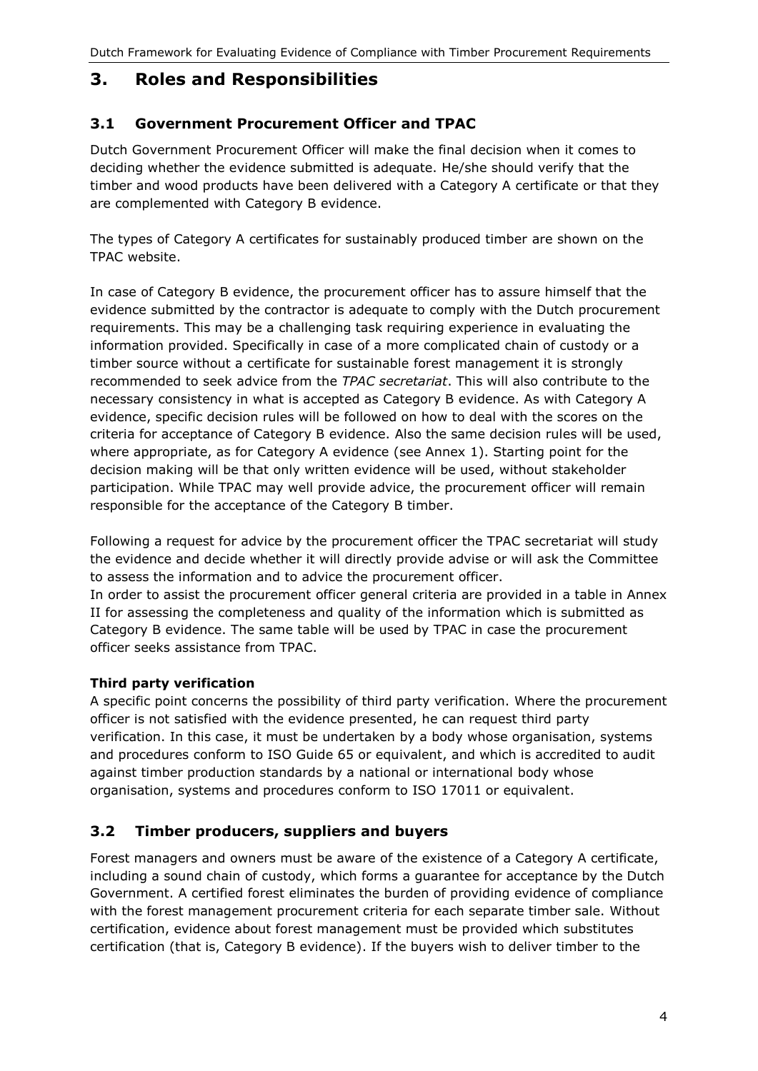# 3. Roles and Responsibilities

## 3.1 Government Procurement Officer and TPAC

Dutch Government Procurement Officer will make the final decision when it comes to deciding whether the evidence submitted is adequate. He/she should verify that the timber and wood products have been delivered with a Category A certificate or that they are complemented with Category B evidence.

The types of Category A certificates for sustainably produced timber are shown on the TPAC website.

In case of Category B evidence, the procurement officer has to assure himself that the evidence submitted by the contractor is adequate to comply with the Dutch procurement requirements. This may be a challenging task requiring experience in evaluating the information provided. Specifically in case of a more complicated chain of custody or a timber source without a certificate for sustainable forest management it is strongly recommended to seek advice from the *TPAC secretariat*. This will also contribute to the necessary consistency in what is accepted as Category B evidence. As with Category A evidence, specific decision rules will be followed on how to deal with the scores on the criteria for acceptance of Category B evidence. Also the same decision rules will be used, where appropriate, as for Category A evidence (see Annex 1). Starting point for the decision making will be that only written evidence will be used, without stakeholder participation. While TPAC may well provide advice, the procurement officer will remain responsible for the acceptance of the Category B timber.

Following a request for advice by the procurement officer the TPAC secretariat will study the evidence and decide whether it will directly provide advise or will ask the Committee to assess the information and to advice the procurement officer.
In order to assist the procurement officer general criteria are provided in a table in Annex II for assessing the completeness and quality of the information which is submitted as Category B evidence. The same table will be used by TPAC in case the procurement officer seeks assistance from TPAC.

**Third party verification**
A specific point concerns the possibility of third party verification. Where the procurement officer is not satisfied with the evidence presented, he can request third party verification. In this case, it must be undertaken by a body whose organisation, systems and procedures conform to ISO Guide 65 or equivalent, and which is accredited to audit against timber production standards by a national or international body whose organisation, systems and procedures conform to ISO 17011 or equivalent.

## 3.2 Timber producers, suppliers and buyers

Forest managers and owners must be aware of the existence of a Category A certificate, including a sound chain of custody, which forms a guarantee for acceptance by the Dutch Government. A certified forest eliminates the burden of providing evidence of compliance with the forest management procurement criteria for each separate timber sale. Without certification, evidence about forest management must be provided which substitutes certification (that is, Category B evidence). If the buyers wish to deliver timber to the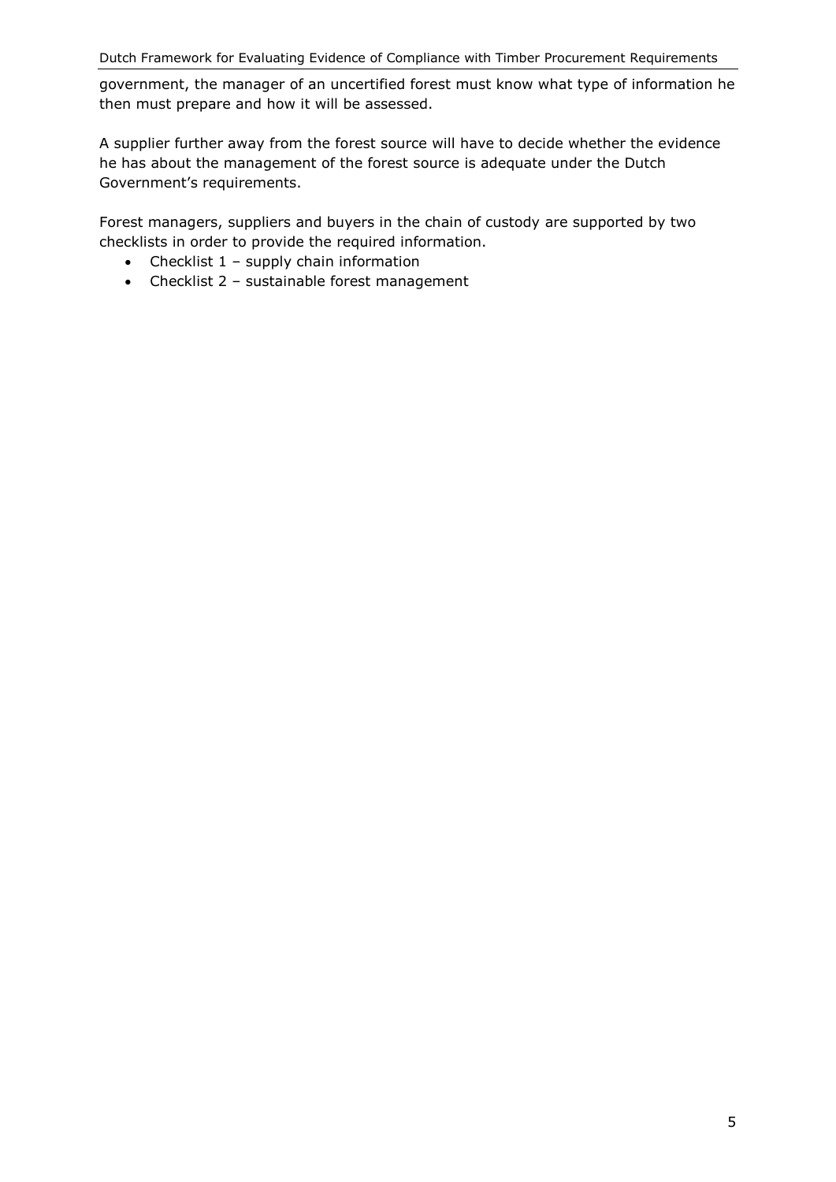government, the manager of an uncertified forest must know what type of information he then must prepare and how it will be assessed.

A supplier further away from the forest source will have to decide whether the evidence he has about the management of the forest source is adequate under the Dutch Government's requirements.

Forest managers, suppliers and buyers in the chain of custody are supported by two checklists in order to provide the required information.

- Checklist 1 – supply chain information
- Checklist 2 – sustainable forest management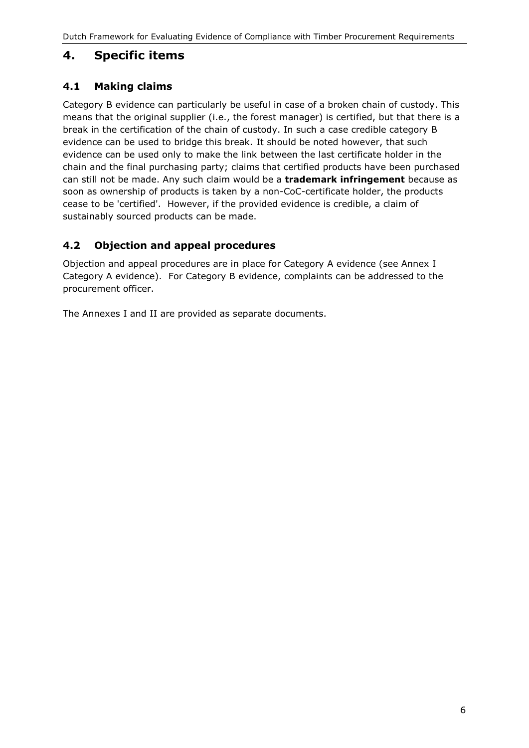# 4. Specific items

## 4.1 Making claims

Category B evidence can particularly be useful in case of a broken chain of custody. This means that the original supplier (i.e., the forest manager) is certified, but that there is a break in the certification of the chain of custody. In such a case credible category B evidence can be used to bridge this break. It should be noted however, that such evidence can be used only to make the link between the last certificate holder in the chain and the final purchasing party; claims that certified products have been purchased can still not be made. Any such claim would be a **trademark infringement** because as soon as ownership of products is taken by a non-CoC-certificate holder, the products cease to be 'certified'. However, if the provided evidence is credible, a claim of sustainably sourced products can be made.

## 4.2 Objection and appeal procedures

Objection and appeal procedures are in place for Category A evidence (see Annex I Category A evidence). For Category B evidence, complaints can be addressed to the procurement officer.

The Annexes I and II are provided as separate documents.